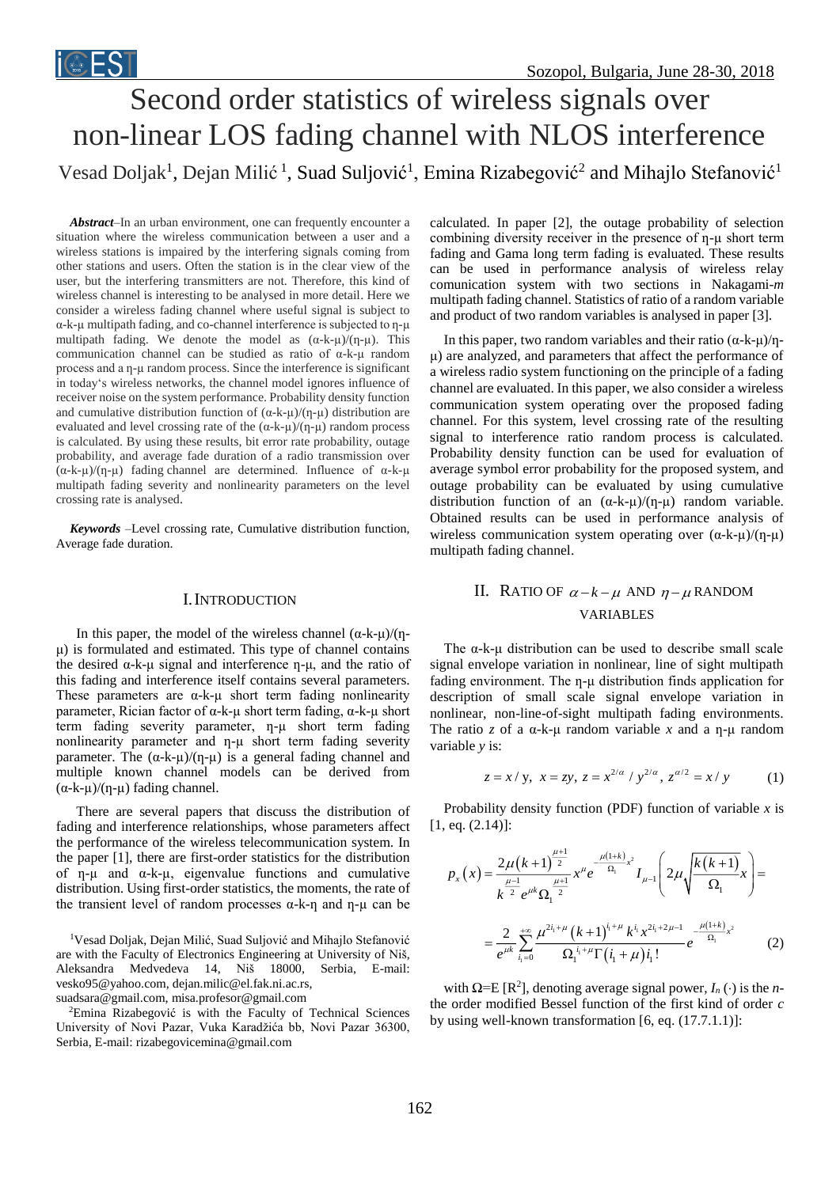# Second order statistics of wireless signals over non-linear LOS fading channel with NLOS interference

Vesad Doljak[1], Dejan Milić [1], Suad Suljović[1], Emina Rizabegović[2] and Mihajlo Stefanović[1]

***Abstract***–In an urban environment, one can frequently encounter a situation where the wireless communication between a user and a wireless stations is impaired by the interfering signals coming from other stations and users. Often the station is in the clear view of the user, but the interfering transmitters are not. Therefore, this kind of wireless channel is interesting to be analysed in more detail. Here we consider a wireless fading channel where useful signal is subject to α-k-μ multipath fading, and co-channel interference is subjected to η-μ multipath fading. We denote the model as (α-k-μ)/(η-μ). This communication channel can be studied as ratio of α-k-μ random process and a η-μ random process. Since the interference is significant in today's wireless networks, the channel model ignores influence of receiver noise on the system performance. Probability density function and cumulative distribution function of (α-k-μ)/(η-μ) distribution are evaluated and level crossing rate of the (α-k-μ)/(η-μ) random process is calculated. By using these results, bit error rate probability, outage probability, and average fade duration of a radio transmission over (α-k-μ)/(η-μ) fading channel are determined. Influence of α-k-μ multipath fading severity and nonlinearity parameters on the level crossing rate is analysed.

***Keywords*** –Level crossing rate, Cumulative distribution function, Average fade duration.

## I. Introduction

In this paper, the model of the wireless channel (α-k-μ)/(η-μ) is formulated and estimated. This type of channel contains the desired α-k-μ signal and interference η-μ, and the ratio of this fading and interference itself contains several parameters. These parameters are α-k-μ short term fading nonlinearity parameter, Rician factor of α-k-μ short term fading, α-k-μ short term fading severity parameter, η-μ short term fading nonlinearity parameter and η-μ short term fading severity parameter. The (α-k-μ)/(η-μ) is a general fading channel and multiple known channel models can be derived from (α-k-μ)/(η-μ) fading channel.

There are several papers that discuss the distribution of fading and interference relationships, whose parameters affect the performance of the wireless telecommunication system. In the paper [1], there are first-order statistics for the distribution of η-μ and α-k-μ, eigenvalue functions and cumulative distribution. Using first-order statistics, the moments, the rate of the transient level of random processes α-k-η and η-μ can be calculated. In paper [2], the outage probability of selection combining diversity receiver in the presence of η-μ short term fading and Gama long term fading is evaluated. These results can be used in performance analysis of wireless relay comunication system with two sections in Nakagami-*m* multipath fading channel. Statistics of ratio of a random variable and product of two random variables is analysed in paper [3].

In this paper, two random variables and their ratio (α-k-μ)/(η-μ) are analyzed, and parameters that affect the performance of a wireless radio system functioning on the principle of a fading channel are evaluated. In this paper, we also consider a wireless communication system operating over the proposed fading channel. For this system, level crossing rate of the resulting signal to interference ratio random process is calculated. Probability density function can be used for evaluation of average symbol error probability for the proposed system, and outage probability can be evaluated by using cumulative distribution function of an (α-k-μ)/(η-μ) random variable. Obtained results can be used in performance analysis of wireless communication system operating over (α-k-μ)/(η-μ) multipath fading channel.

## II. Ratio of $\alpha - k - \mu$ and $\eta - \mu$ random variables

The α-k-μ distribution can be used to describe small scale signal envelope variation in nonlinear, line of sight multipath fading environment. The η-μ distribution finds application for description of small scale signal envelope variation in nonlinear, non-line-of-sight multipath fading environments. The ratio $z$ of a α-k-μ random variable $x$ and a η-μ random variable $y$ is:

$$z = x / y,\ x = zy,\ z = x^{2/\alpha} / y^{2/\alpha},\ z^{\alpha/2} = x / y \qquad (1)$$

Probability density function (PDF) function of variable $x$ is [1, eq. (2.14)]:

$$p_x(x) = \frac{2\mu (k+1)^{\frac{\mu+1}{2}}}{k^{\frac{\mu-1}{2}} e^{\mu k} \Omega_1^{\frac{\mu+1}{2}}} x^{\mu} e^{-\frac{\mu(1+k)}{\Omega_1}x^2} I_{\mu-1}\left(2\mu\sqrt{\frac{k(k+1)}{\Omega_1}}x\right) =$$

$$= \frac{2}{e^{\mu k}} \sum_{i_1=0}^{+\infty} \frac{\mu^{2i_1+\mu}(k+1)^{i_1+\mu} k^{i_1} x^{2i_1+2\mu-1}}{\Omega_1^{i_1+\mu}\Gamma(i_1+\mu) i_1!} e^{-\frac{\mu(1+k)}{\Omega_1}x^2} \qquad (2)$$

with Ω=E [R²], denoting average signal power, $I_n(\cdot)$ is the *n*-the order modified Bessel function of the first kind of order *c* by using well-known transformation [6, eq. (17.7.1.1)]:

[1]Vesad Doljak, Dejan Milić, Suad Suljović and Mihajlo Stefanović are with the Faculty of Electronics Engineering at University of Niš, Aleksandra Medvedeva 14, Niš 18000, Serbia, E-mail: vesko95@yahoo.com, dejan.milic@el.fak.ni.ac.rs, suadsara@gmail.com, misa.profesor@gmail.com

[2]Emina Rizabegović is with the Faculty of Technical Sciences University of Novi Pazar, Vuka Karadžića bb, Novi Pazar 36300, Serbia, E-mail: rizabegovicemina@gmail.com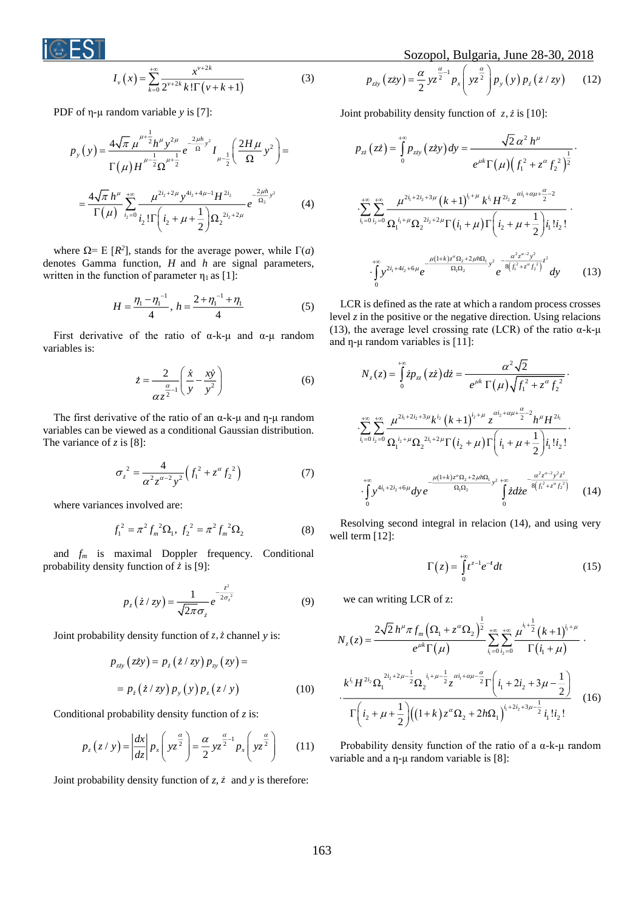$$I_v(x) = \sum_{k=0}^{+\infty} \frac{x^{v+2k}}{2^{v+2k} k! \Gamma(v+k+1)} \tag{3}$$

PDF of η-μ random variable $y$ is [7]:

$$p_y(y) = \frac{4\sqrt{\pi}\,\mu^{\mu+\frac{1}{2}} h^{\mu} y^{2\mu}}{\Gamma(\mu) H^{\mu-\frac{1}{2}} \Omega^{\mu+\frac{1}{2}}} e^{-\frac{2\mu h}{\Omega} y^2} I_{\mu-\frac{1}{2}}\left(\frac{2H\mu}{\Omega} y^2\right) =$$

$$= \frac{4\sqrt{\pi}\,h^{\mu}}{\Gamma(\mu)} \sum_{i_2=0}^{+\infty} \frac{\mu^{2i_2+2\mu} y^{4i_2+4\mu-1} H^{2i_2}}{i_2!\,\Gamma\left(i_2+\mu+\frac{1}{2}\right) \Omega_2^{\,2i_2+2\mu}} e^{-\frac{2\mu h}{\Omega_2} y^2} \tag{4}$$

where Ω= E [$R^2$], stands for the average power, while Γ(*a*) denotes Gamma function, *H* and *h* are signal parameters, written in the function of parameter $\eta_1$ as [1]:

$$H = \frac{\eta_1 - \eta_1^{-1}}{4},\; h = \frac{2 + \eta_1^{-1} + \eta_1}{4} \tag{5}$$

First derivative of the ratio of α-k-μ and α-μ random variables is:

$$\dot{z} = \frac{2}{\alpha z^{\frac{\alpha}{2}-1}} \left(\frac{\dot{x}}{y} - \frac{x\dot{y}}{y^2}\right) \tag{6}$$

The first derivative of the ratio of an α-k-μ and η-μ random variables can be viewed as a conditional Gaussian distribution. The variance of *z* is [8]:

$$\sigma_{\dot{z}}^{\,2} = \frac{4}{\alpha^2 z^{\alpha-2} y^2} \left(f_1^{\,2} + z^{\alpha} f_2^{\,2}\right) \tag{7}$$

where variances involved are:

$$f_1^{\,2} = \pi^2 f_m^{\,2} \Omega_1,\; f_2^{\,2} = \pi^2 f_m^{\,2} \Omega_2 \tag{8}$$

and $f_m$ is maximal Doppler frequency. Conditional probability density function of $\dot{z}$ is [9]:

$$p_{\dot{z}}(\dot{z}/zy) = \frac{1}{\sqrt{2\pi}\sigma_{\dot{z}}} e^{-\frac{\dot{z}^2}{2\sigma_{\dot{z}}^2}} \tag{9}$$

Joint probability density function of $z, \dot{z}$ channel *y* is:

$$p_{z\dot{z}y}(z\dot{z}y) = p_{\dot{z}}(\dot{z}/zy)\, p_{zy}(zy) =$$

$$= p_{\dot{z}}(\dot{z}/zy)\, p_y(y)\, p_z(z/y) \tag{10}$$

Conditional probability density function of *z* is:

$$p_z(z/y) = \left|\frac{dx}{dz}\right| p_x\left(yz^{\frac{\alpha}{2}}\right) = \frac{\alpha}{2} yz^{\frac{\alpha}{2}-1} p_x\left(yz^{\frac{\alpha}{2}}\right) \tag{11}$$

Joint probability density function of $z, \dot{z}$ and *y* is therefore:

$$p_{z\dot{z}y}(z\dot{z}y) = \frac{\alpha}{2} yz^{\frac{\alpha}{2}-1} p_x\left(yz^{\frac{\alpha}{2}}\right) p_y(y)\, p_{\dot{z}}(\dot{z}/zy) \tag{12}$$

Joint probability density function of $z, \dot{z}$ is [10]:

$$p_{z\dot{z}}(z\dot{z}) = \int_0^{+\infty} p_{z\dot{z}y}(z\dot{z}y)\,dy = \frac{\sqrt{2}\,\alpha^2 h^{\mu}}{e^{\mu k}\Gamma(\mu)\left(f_1^{\,2} + z^{\alpha} f_2^{\,2}\right)^{\frac{1}{2}}} \cdot$$

$$\cdot \sum_{i_1=0}^{+\infty}\sum_{i_2=0}^{+\infty} \frac{\mu^{2i_1+2i_2+3\mu}(k+1)^{i_1+\mu} k^{i_1} H^{2i_2} z^{\alpha i_1+\alpha\mu+\frac{\alpha}{2}-2}}{\Omega_1^{\,i_1+\mu}\Omega_2^{\,2i_2+2\mu}\Gamma(i_1+\mu)\Gamma\left(i_2+\mu+\frac{1}{2}\right) i_1!\,i_2!} \cdot$$

$$\cdot \int_0^{+\infty} y^{2i_1+4i_2+6\mu} e^{-\frac{\mu(1+k)z^{\alpha}\Omega_2+2\mu h\Omega_1}{\Omega_1\Omega_2} y^2} e^{-\frac{\alpha^2 z^{\alpha-2} y^2}{8\left(f_1^{\,2}+z^{\alpha} f_2^{\,2}\right)}\dot{z}^2} dy \tag{13}$$

LCR is defined as the rate at which a random process crosses level *z* in the positive or the negative direction. Using relacions (13), the average level crossing rate (LCR) of the ratio α-k-μ and η-μ random variables is [11]:

$$N_z(z) = \int_0^{+\infty} \dot{z}\, p_{z\dot{z}}(z\dot{z})\,d\dot{z} = \frac{\alpha^2\sqrt{2}}{e^{\mu k}\,\Gamma(\mu)\sqrt{f_1^{\,2} + z^{\alpha} f_2^{\,2}}} \cdot$$

$$\cdot \sum_{i_1=0}^{+\infty}\sum_{i_2=0}^{+\infty} \frac{\mu^{2i_1+2i_2+3\mu} k^{i_2} (k+1)^{i_2+\mu} z^{\alpha i_2+\alpha\mu+\frac{\alpha}{2}-2} h^{\mu} H^{2i_1}}{\Omega_1^{\,i_2+\mu}\Omega_2^{\,2i_1+2\mu}\Gamma(i_2+\mu)\Gamma\left(i_1+\mu+\frac{1}{2}\right) i_1!\,i_2!} \cdot$$

$$\cdot \int_0^{+\infty} y^{4i_1+2i_2+6\mu} dy\, e^{-\frac{\mu(1+k)z^{\alpha}\Omega_2+2\mu h\Omega_1}{\Omega_1\Omega_2} y^2} \int_0^{+\infty} \dot{z} d\dot{z} e^{-\frac{\alpha^2 z^{\alpha-2} y^2 \dot{z}^2}{8\left(f_1^{\,2}+z^{\alpha} f_2^{\,2}\right)}} \tag{14}$$

Resolving second integral in relacion (14), and using very well term [12]:

$$\Gamma(z) = \int_0^{+\infty} t^{z-1} e^{-t} dt \tag{15}$$

we can writing LCR of z:

$$N_z(z) = \frac{2\sqrt{2}\,h^{\mu}\pi f_m \left(\Omega_1 + z^{\alpha}\Omega_2\right)^{\frac{1}{2}}}{e^{\mu k}\Gamma(\mu)} \sum_{i_1=0}^{+\infty}\sum_{i_2=0}^{+\infty} \frac{\mu^{i_1+\frac{1}{2}}(k+1)^{i_1+\mu}}{\Gamma(i_1+\mu)} \cdot$$

$$\cdot \frac{k^{i_1} H^{2i_2} \Omega_1^{\,2i_2+2\mu-\frac{1}{2}} \Omega_2^{\,i_1+\mu-\frac{1}{2}} z^{\alpha i_1+\alpha\mu-\frac{\alpha}{2}} \Gamma\left(i_1+2i_2+3\mu-\frac{1}{2}\right)}{\Gamma\left(i_2+\mu+\frac{1}{2}\right)\left((1+k)z^{\alpha}\Omega_2 + 2h\Omega_1\right)^{i_1+2i_2+3\mu-\frac{1}{2}} i_1!\,i_2!} \tag{16}$$

Probability density function of the ratio of a α-k-μ random variable and a η-μ random variable is [8]: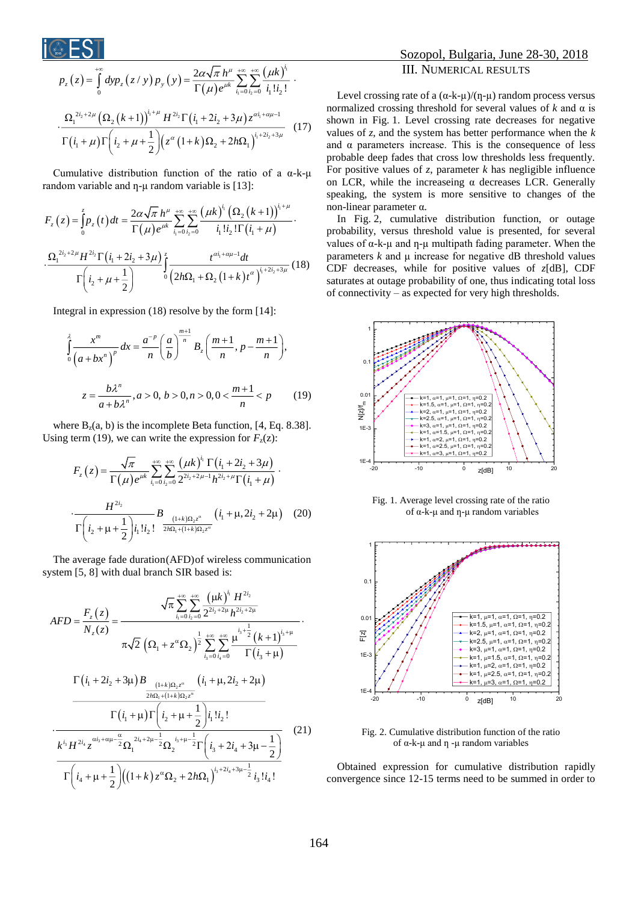$$p_z(z)=\int_0^{+\infty} dy p_z(z/y)\, p_y(y)=\frac{2\alpha\sqrt{\pi}\,h^{\mu}}{\Gamma(\mu)e^{\mu k}}\sum_{i_1=0}^{+\infty}\sum_{i_2=0}^{+\infty}\frac{(\mu k)^{i_1}}{i_1!\,i_2!}\cdot$$

$$\cdot\frac{\Omega_1^{2i_2+2\mu}\left(\Omega_2(k+1)\right)^{i_1+\mu}H^{2i_2}\Gamma(i_1+2i_2+3\mu)\,z^{\alpha i_1+\alpha\mu-1}}{\Gamma(i_1+\mu)\Gamma\left(i_2+\mu+\frac{1}{2}\right)\left(z^{\alpha}(1+k)\Omega_2+2h\Omega_1\right)^{i_1+2i_2+3\mu}} \quad (17)$$

Cumulative distribution function of the ratio of a α-k-μ random variable and η-μ random variable is [13]:

$$F_z(z)=\int_0^{z}p_z(t)\,dt=\frac{2\alpha\sqrt{\pi}\,h^{\mu}}{\Gamma(\mu)e^{\mu k}}\sum_{i_1=0}^{+\infty}\sum_{i_2=0}^{+\infty}\frac{(\mu k)^{i_1}\left(\Omega_2(k+1)\right)^{i_1+\mu}}{i_1!\,i_2!\,\Gamma(i_1+\mu)}\cdot$$

$$\cdot\frac{\Omega_1^{2i_2+2\mu}H^{2i_2}\Gamma(i_1+2i_2+3\mu)}{\Gamma\left(i_2+\mu+\frac{1}{2}\right)}\int_0^{z}\frac{t^{\alpha i_1+\alpha\mu-1}dt}{\left(2h\Omega_1+\Omega_2(1+k)t^{\alpha}\right)^{i_1+2i_2+3\mu}} \quad (18)$$

Integral in expression (18) resolve by the form [14]:

$$\int_0^{\lambda}\frac{x^m}{\left(a+bx^n\right)^p}dx=\frac{a^{-p}}{n}\left(\frac{a}{b}\right)^{\frac{m+1}{n}}B_z\left(\frac{m+1}{n},p-\frac{m+1}{n}\right),$$

$$z=\frac{b\lambda^n}{a+b\lambda^n},\, a>0,\, b>0,\, n>0,\, 0<\frac{m+1}{n}<p \quad (19)$$

where $B_z(a, b)$ is the incomplete Beta function, [4, Eq. 8.38]. Using term (19), we can write the expression for $F_z(z)$:

$$F_z(z)=\frac{\sqrt{\pi}}{\Gamma(\mu)e^{\mu k}}\sum_{i_1=0}^{+\infty}\sum_{i_2=0}^{+\infty}\frac{(\mu k)^{i_1}\Gamma(i_1+2i_2+3\mu)}{2^{2i_2+2\mu-1}h^{2i_2+\mu}\Gamma(i_1+\mu)}\cdot$$

$$\cdot\frac{H^{2i_2}}{\Gamma\left(i_2+\mu+\frac{1}{2}\right)i_1!\,i_2!}B_{\frac{(1+k)\Omega_2 z^{\alpha}}{2h\Omega_1+(1+k)\Omega_2 z^{\alpha}}}\left(i_1+\mu,2i_2+2\mu\right) \quad (20)$$

The average fade duration(AFD)of wireless communication system [5, 8] with dual branch SIR based is:

$$AFD=\frac{F_z(z)}{N_z(z)}=\frac{\sqrt{\pi}\sum\limits_{i_1=0}^{+\infty}\sum\limits_{i_2=0}^{+\infty}\frac{(\mu k)^{i_1}H^{2i_2}}{2^{2i_2+2\mu}h^{2i_2+2\mu}}}{\pi\sqrt{2}\left(\Omega_1+z^{\alpha}\Omega_2\right)^{\frac{1}{2}}\sum\limits_{i_3=0}^{+\infty}\sum\limits_{i_4=0}^{+\infty}\frac{\mu^{i_3+\frac{1}{2}}(k+1)^{i_3+\mu}}{\Gamma(i_3+\mu)}}\cdot$$

$$\cdot\frac{\dfrac{\Gamma(i_1+2i_2+3\mu)B_{\frac{(1+k)\Omega_2 z^{\alpha}}{2h\Omega_1+(1+k)\Omega_2 z^{\alpha}}}\left(i_1+\mu,2i_2+2\mu\right)}{\Gamma(i_1+\mu)\Gamma\left(i_2+\mu+\frac{1}{2}\right)i_1!\,i_2!}}{\dfrac{k^{i_3}H^{2i_4}z^{\alpha i_3+\alpha\mu-\frac{\alpha}{2}}\Omega_1^{2i_4+2\mu-\frac{1}{2}}\Omega_2^{i_3+\mu-\frac{1}{2}}\Gamma\left(i_3+2i_4+3\mu-\frac{1}{2}\right)}{\Gamma\left(i_4+\mu+\frac{1}{2}\right)\left((1+k)z^{\alpha}\Omega_2+2h\Omega_1\right)^{i_3+2i_4+3\mu-\frac{1}{2}}i_3!\,i_4!}} \quad (21)$$

## III. Numerical Results

Level crossing rate of a (α-k-μ)/(η-μ) random process versus normalized crossing threshold for several values of $k$ and α is shown in Fig. 1. Level crossing rate decreases for negative values of $z$, and the system has better performance when the $k$ and α parameters increase. This is the consequence of less probable deep fades that cross low thresholds less frequently. For positive values of $z$, parameter $k$ has negligible influence on LCR, while the increaseing α decreases LCR. Generally speaking, the system is more sensitive to changes of the non-linear parameter α.

In Fig. 2, cumulative distribution function, or outage probability, versus threshold value is presented, for several values of α-k-μ and η-μ multipath fading parameter. When the parameters $k$ and μ increase for negative dB threshold values CDF decreases, while for positive values of $z$[dB], CDF saturates at outage probability of one, thus indicating total loss of connectivity – as expected for very high thresholds.

Fig. 1. Average level crossing rate of the ratio of α-k-μ and η-μ random variables

Fig. 2. Cumulative distribution function of the ratio of α-k-μ and η -μ random variables

Obtained expression for cumulative distribution rapidly convergence since 12-15 terms need to be summed in order to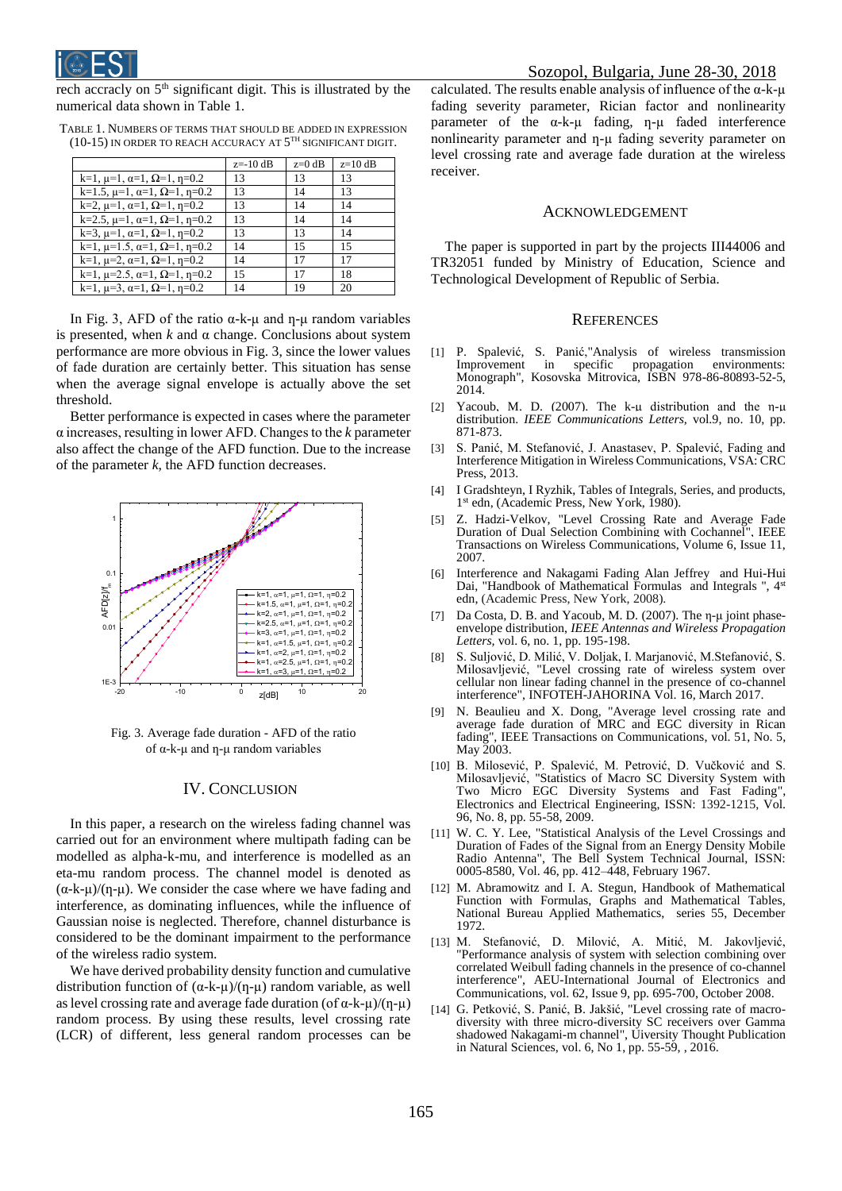rech accracy on 5th significant digit. This is illustrated by the numerical data shown in Table 1.

TABLE 1. NUMBERS OF TERMS THAT SHOULD BE ADDED IN EXPRESSION (10-15) IN ORDER TO REACH ACCURACY AT 5TH SIGNIFICANT DIGIT.

| | z=-10 dB | z=0 dB | z=10 dB |
|---|---|---|---|
| k=1, μ=1, α=1, Ω=1, η=0.2 | 13 | 13 | 13 |
| k=1.5, μ=1, α=1, Ω=1, η=0.2 | 13 | 14 | 13 |
| k=2, μ=1, α=1, Ω=1, η=0.2 | 13 | 14 | 14 |
| k=2.5, μ=1, α=1, Ω=1, η=0.2 | 13 | 14 | 14 |
| k=3, μ=1, α=1, Ω=1, η=0.2 | 13 | 13 | 14 |
| k=1, μ=1.5, α=1, Ω=1, η=0.2 | 14 | 15 | 15 |
| k=1, μ=2, α=1, Ω=1, η=0.2 | 14 | 17 | 17 |
| k=1, μ=2.5, α=1, Ω=1, η=0.2 | 15 | 17 | 18 |
| k=1, μ=3, α=1, Ω=1, η=0.2 | 14 | 19 | 20 |

In Fig. 3, AFD of the ratio α-k-μ and η-μ random variables is presented, when $k$ and α change. Conclusions about system performance are more obvious in Fig. 3, since the lower values of fade duration are certainly better. This situation has sense when the average signal envelope is actually above the set threshold.

Better performance is expected in cases where the parameter α increases, resulting in lower AFD. Changes to the $k$ parameter also affect the change of the AFD function. Due to the increase of the parameter $k$, the AFD function decreases.

AFD[z]/$f_m$
1
0.1
0.01
1E-3
-20
-10
0
10
20
z[dB]
k=1, α=1, μ=1, Ω=1, η=0.2
k=1.5, α=1, μ=1, Ω=1, η=0.2
k=2, α=1, μ=1, Ω=1, η=0.2
k=2.5, α=1, μ=1, Ω=1, η=0.2
k=3, α=1, μ=1, Ω=1, η=0.2
k=1, α=1.5, μ=1, Ω=1, η=0.2
k=1, α=2, μ=1, Ω=1, η=0.2
k=1, α=2.5, μ=1, Ω=1, η=0.2
k=1, α=3, μ=1, Ω=1, η=0.2

Fig. 3. Average fade duration - AFD of the ratio of α-k-μ and η-μ random variables

## IV. CONCLUSION

In this paper, a research on the wireless fading channel was carried out for an environment where multipath fading can be modelled as alpha-k-mu, and interference is modelled as an eta-mu random process. The channel model is denoted as (α-k-μ)/(η-μ). We consider the case where we have fading and interference, as dominating influences, while the influence of Gaussian noise is neglected. Therefore, channel disturbance is considered to be the dominant impairment to the performance of the wireless radio system.

We have derived probability density function and cumulative distribution function of (α-k-μ)/(η-μ) random variable, as well as level crossing rate and average fade duration (of α-k-μ)/(η-μ) random process. By using these results, level crossing rate (LCR) of different, less general random processes can be calculated. The results enable analysis of influence of the α-k-μ fading severity parameter, Rician factor and nonlinearity parameter of the α-k-μ fading, η-μ faded interference nonlinearity parameter and η-μ fading severity parameter on level crossing rate and average fade duration at the wireless receiver.

## ACKNOWLEDGEMENT

The paper is supported in part by the projects III44006 and TR32051 funded by Ministry of Education, Science and Technological Development of Republic of Serbia.

## REFERENCES

[1] P. Spalević, S. Panić,"Analysis of wireless transmission Improvement in specific propagation environments: Monograph", Kosovska Mitrovica, ISBN 978-86-80893-52-5, 2014.

[2] Yacoub, M. D. (2007). The k-μ distribution and the η-μ distribution. *IEEE Communications Letters*, vol.9, no. 10, pp. 871-873.

[3] S. Panić, M. Stefanović, J. Anastasev, P. Spalević, Fading and Interference Mitigation in Wireless Communications, VSA: CRC Press, 2013.

[4] I Gradshteyn, I Ryzhik, Tables of Integrals, Series, and products, 1st edn, (Academic Press, New York, 1980).

[5] Z. Hadzi-Velkov, "Level Crossing Rate and Average Fade Duration of Dual Selection Combining with Cochannel", IEEE Transactions on Wireless Communications, Volume 6, Issue 11, 2007.

[6] Interference and Nakagami Fading Alan Jeffrey and Hui-Hui Dai, "Handbook of Mathematical Formulas and Integrals ", 4st edn, (Academic Press, New York, 2008).

[7] Da Costa, D. B. and Yacoub, M. D. (2007). The η-μ joint phase-envelope distribution, *IEEE Antennas and Wireless Propagation Letters*, vol. 6, no. 1, pp. 195-198.

[8] S. Suljović, D. Milić, V. Doljak, I. Marjanović, M.Stefanović, S. Milosavljević, "Level crossing rate of wireless system over cellular non linear fading channel in the presence of co-channel interference", INFOTEH-JAHORINA Vol. 16, March 2017.

[9] N. Beaulieu and X. Dong, "Average level crossing rate and average fade duration of MRC and EGC diversity in Rican fading", IEEE Transactions on Communications, vol. 51, No. 5, May 2003.

[10] B. Milosević, P. Spalević, M. Petrović, D. Vučković and S. Milosavljević, "Statistics of Macro SC Diversity System with Two Micro EGC Diversity Systems and Fast Fading", Electronics and Electrical Engineering, ISSN: 1392-1215, Vol. 96, No. 8, pp. 55-58, 2009.

[11] W. C. Y. Lee, "Statistical Analysis of the Level Crossings and Duration of Fades of the Signal from an Energy Density Mobile Radio Antenna", The Bell System Technical Journal, ISSN: 0005-8580, Vol. 46, pp. 412–448, February 1967.

[12] M. Abramowitz and I. A. Stegun, Handbook of Mathematical Function with Formulas, Graphs and Mathematical Tables, National Bureau Applied Mathematics, series 55, December 1972.

[13] M. Stefanović, D. Milović, A. Mitić, M. Jakovljević, "Performance analysis of system with selection combining over correlated Weibull fading channels in the presence of co-channel interference", AEU-International Journal of Electronics and Communications, vol. 62, Issue 9, pp. 695-700, October 2008.

[14] G. Petković, S. Panić, B. Jakšić, "Level crossing rate of macro-diversity with three micro-diversity SC receivers over Gamma shadowed Nakagami-m channel", Uiversity Thought Publication in Natural Sciences, vol. 6, No 1, pp. 55-59, , 2016.